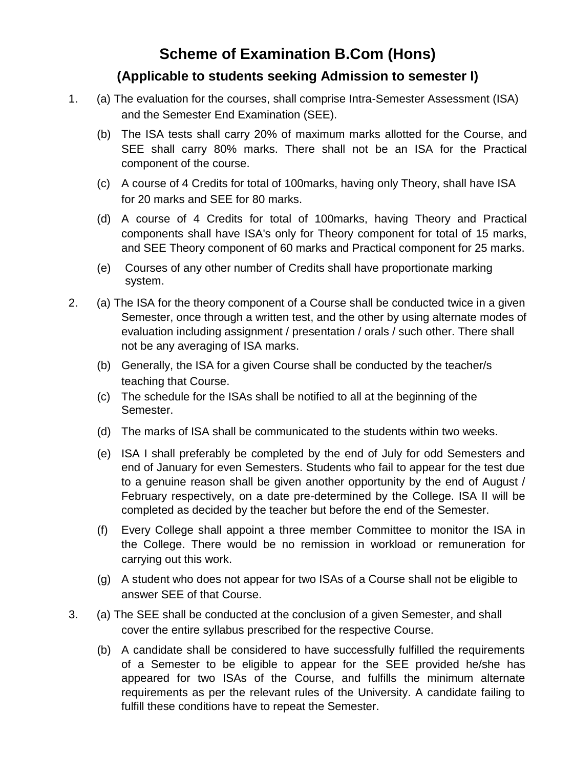# Scheme of Examination B.Com (Hons)

## (Applicable to students seeking Admission to semester I)

1. (a) The evaluation for the courses, shall comprise Intra-Semester Assessment (ISA) and the Semester End Examination (SEE).

   (b) The ISA tests shall carry 20% of maximum marks allotted for the Course, and SEE shall carry 80% marks. There shall not be an ISA for the Practical component of the course.

   (c) A course of 4 Credits for total of 100marks, having only Theory, shall have ISA for 20 marks and SEE for 80 marks.

   (d) A course of 4 Credits for total of 100marks, having Theory and Practical components shall have ISA's only for Theory component for total of 15 marks, and SEE Theory component of 60 marks and Practical component for 25 marks.

   (e) Courses of any other number of Credits shall have proportionate marking system.

2. (a) The ISA for the theory component of a Course shall be conducted twice in a given Semester, once through a written test, and the other by using alternate modes of evaluation including assignment / presentation / orals / such other. There shall not be any averaging of ISA marks.

   (b) Generally, the ISA for a given Course shall be conducted by the teacher/s teaching that Course.

   (c) The schedule for the ISAs shall be notified to all at the beginning of the Semester.

   (d) The marks of ISA shall be communicated to the students within two weeks.

   (e) ISA I shall preferably be completed by the end of July for odd Semesters and end of January for even Semesters. Students who fail to appear for the test due to a genuine reason shall be given another opportunity by the end of August / February respectively, on a date pre-determined by the College. ISA II will be completed as decided by the teacher but before the end of the Semester.

   (f) Every College shall appoint a three member Committee to monitor the ISA in the College. There would be no remission in workload or remuneration for carrying out this work.

   (g) A student who does not appear for two ISAs of a Course shall not be eligible to answer SEE of that Course.

3. (a) The SEE shall be conducted at the conclusion of a given Semester, and shall cover the entire syllabus prescribed for the respective Course.

   (b) A candidate shall be considered to have successfully fulfilled the requirements of a Semester to be eligible to appear for the SEE provided he/she has appeared for two ISAs of the Course, and fulfills the minimum alternate requirements as per the relevant rules of the University. A candidate failing to fulfill these conditions have to repeat the Semester.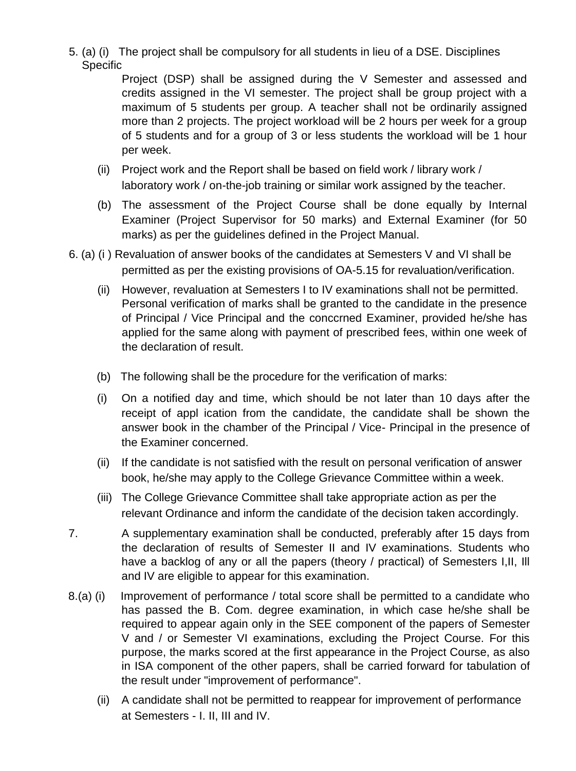5. (a) (i) The project shall be compulsory for all students in lieu of a DSE. Disciplines Specific Project (DSP) shall be assigned during the V Semester and assessed and credits assigned in the VI semester. The project shall be group project with a maximum of 5 students per group. A teacher shall not be ordinarily assigned more than 2 projects. The project workload will be 2 hours per week for a group of 5 students and for a group of 3 or less students the workload will be 1 hour per week.

(ii) Project work and the Report shall be based on field work / library work / laboratory work / on-the-job training or similar work assigned by the teacher.

(b) The assessment of the Project Course shall be done equally by Internal Examiner (Project Supervisor for 50 marks) and External Examiner (for 50 marks) as per the guidelines defined in the Project Manual.

6. (a) (i ) Revaluation of answer books of the candidates at Semesters V and VI shall be permitted as per the existing provisions of OA-5.15 for revaluation/verification.

(ii) However, revaluation at Semesters I to IV examinations shall not be permitted. Personal verification of marks shall be granted to the candidate in the presence of Principal / Vice Principal and the conccrned Examiner, provided he/she has applied for the same along with payment of prescribed fees, within one week of the declaration of result.

(b) The following shall be the procedure for the verification of marks:

(i) On a notified day and time, which should be not later than 10 days after the receipt of appl ication from the candidate, the candidate shall be shown the answer book in the chamber of the Principal / Vice- Principal in the presence of the Examiner concerned.

(ii) If the candidate is not satisfied with the result on personal verification of answer book, he/she may apply to the College Grievance Committee within a week.

(iii) The College Grievance Committee shall take appropriate action as per the relevant Ordinance and inform the candidate of the decision taken accordingly.

7. A supplementary examination shall be conducted, preferably after 15 days from the declaration of results of Semester II and IV examinations. Students who have a backlog of any or all the papers (theory / practical) of Semesters I,II, Ill and IV are eligible to appear for this examination.

8.(a) (i) Improvement of performance / total score shall be permitted to a candidate who has passed the B. Com. degree examination, in which case he/she shall be required to appear again only in the SEE component of the papers of Semester V and / or Semester VI examinations, excluding the Project Course. For this purpose, the marks scored at the first appearance in the Project Course, as also in ISA component of the other papers, shall be carried forward for tabulation of the result under "improvement of performance".

(ii) A candidate shall not be permitted to reappear for improvement of performance at Semesters - I. II, III and IV.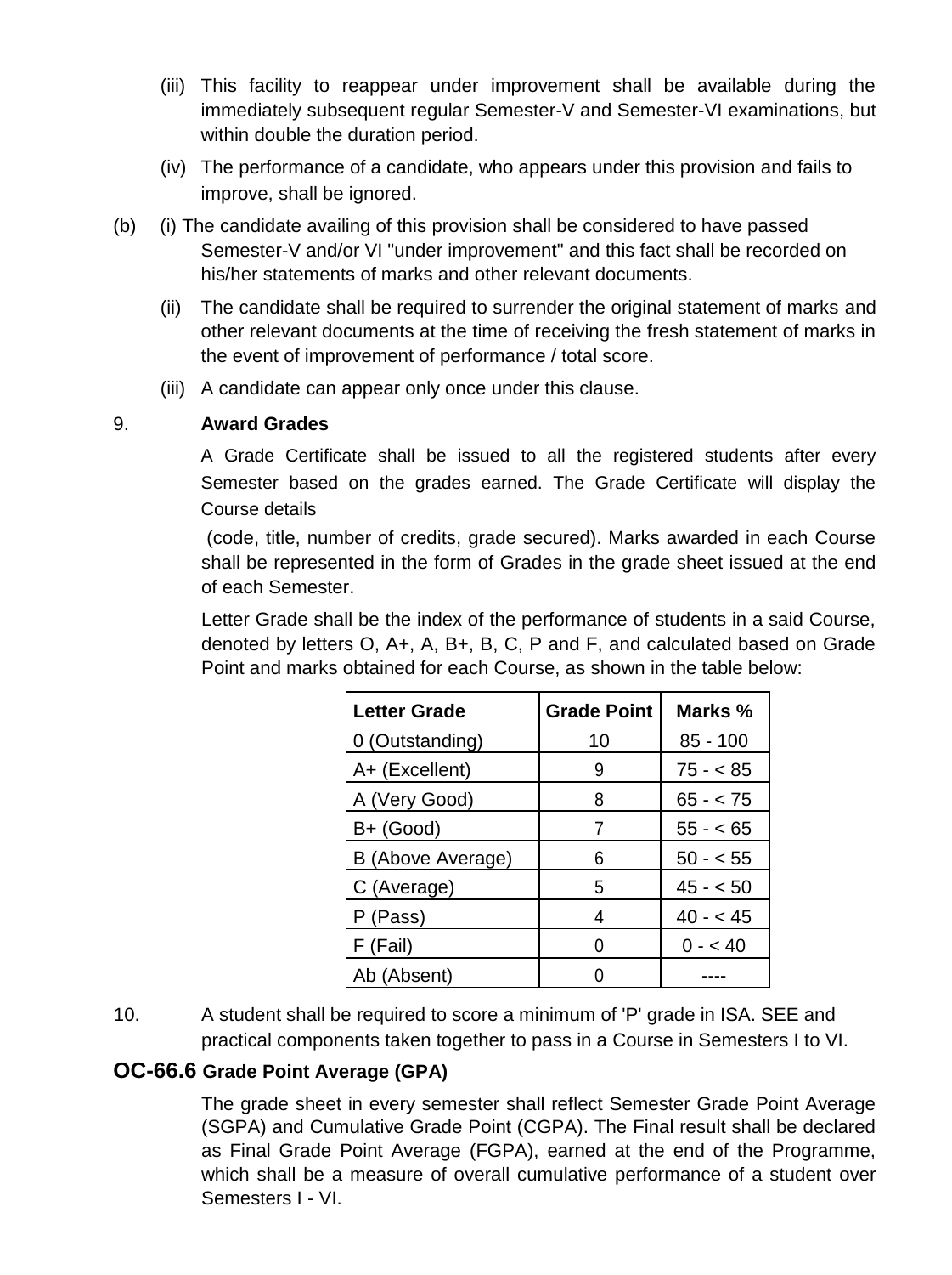(iii) This facility to reappear under improvement shall be available during the immediately subsequent regular Semester-V and Semester-VI examinations, but within double the duration period.

(iv) The performance of a candidate, who appears under this provision and fails to improve, shall be ignored.

(b) (i) The candidate availing of this provision shall be considered to have passed Semester-V and/or VI "under improvement" and this fact shall be recorded on his/her statements of marks and other relevant documents.

(ii) The candidate shall be required to surrender the original statement of marks and other relevant documents at the time of receiving the fresh statement of marks in the event of improvement of performance / total score.

(iii) A candidate can appear only once under this clause.

9. **Award Grades**

A Grade Certificate shall be issued to all the registered students after every Semester based on the grades earned. The Grade Certificate will display the Course details

(code, title, number of credits, grade secured). Marks awarded in each Course shall be represented in the form of Grades in the grade sheet issued at the end of each Semester.

Letter Grade shall be the index of the performance of students in a said Course, denoted by letters O, A+, A, B+, B, C, P and F, and calculated based on Grade Point and marks obtained for each Course, as shown in the table below:

| Letter Grade | Grade Point | Marks % |
|---|---|---|
| 0 (Outstanding) | 10 | 85 - 100 |
| A+ (Excellent) | 9 | 75 - < 85 |
| A (Very Good) | 8 | 65 - < 75 |
| B+ (Good) | 7 | 55 - < 65 |
| B (Above Average) | 6 | 50 - < 55 |
| C (Average) | 5 | 45 - < 50 |
| P (Pass) | 4 | 40 - < 45 |
| F (Fail) | 0 | 0 - < 40 |
| Ab (Absent) | 0 | ---- |

10. A student shall be required to score a minimum of 'P' grade in ISA. SEE and practical components taken together to pass in a Course in Semesters I to VI.

## OC-66.6 Grade Point Average (GPA)

The grade sheet in every semester shall reflect Semester Grade Point Average (SGPA) and Cumulative Grade Point (CGPA). The Final result shall be declared as Final Grade Point Average (FGPA), earned at the end of the Programme, which shall be a measure of overall cumulative performance of a student over Semesters I - VI.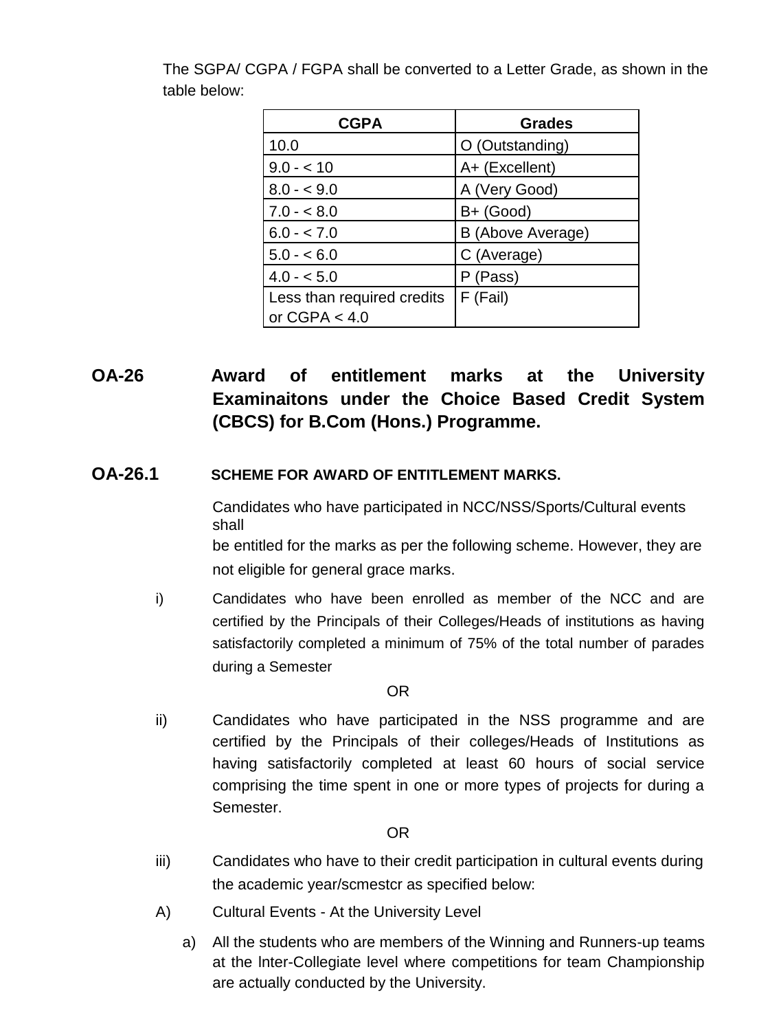The SGPA/ CGPA / FGPA shall be converted to a Letter Grade, as shown in the table below:

| CGPA | Grades |
|---|---|
| 10.0 | O (Outstanding) |
| 9.0 - < 10 | A+ (Excellent) |
| 8.0 - < 9.0 | A (Very Good) |
| 7.0 - < 8.0 | B+ (Good) |
| 6.0 - < 7.0 | B (Above Average) |
| 5.0 - < 6.0 | C (Average) |
| 4.0 - < 5.0 | P (Pass) |
| Less than required credits or CGPA < 4.0 | F (Fail) |

## OA-26 Award of entitlement marks at the University Examinaitons under the Choice Based Credit System (CBCS) for B.Com (Hons.) Programme.

### OA-26.1 SCHEME FOR AWARD OF ENTITLEMENT MARKS.

Candidates who have participated in NCC/NSS/Sports/Cultural events shall be entitled for the marks as per the following scheme. However, they are not eligible for general grace marks.

i) Candidates who have been enrolled as member of the NCC and are certified by the Principals of their Colleges/Heads of institutions as having satisfactorily completed a minimum of 75% of the total number of parades during a Semester

OR

ii) Candidates who have participated in the NSS programme and are certified by the Principals of their colleges/Heads of Institutions as having satisfactorily completed at least 60 hours of social service comprising the time spent in one or more types of projects for during a Semester.

OR

iii) Candidates who have to their credit participation in cultural events during the academic year/scmestcr as specified below:

A) Cultural Events - At the University Level

a) All the students who are members of the Winning and Runners-up teams at the lnter-Collegiate level where competitions for team Championship are actually conducted by the University.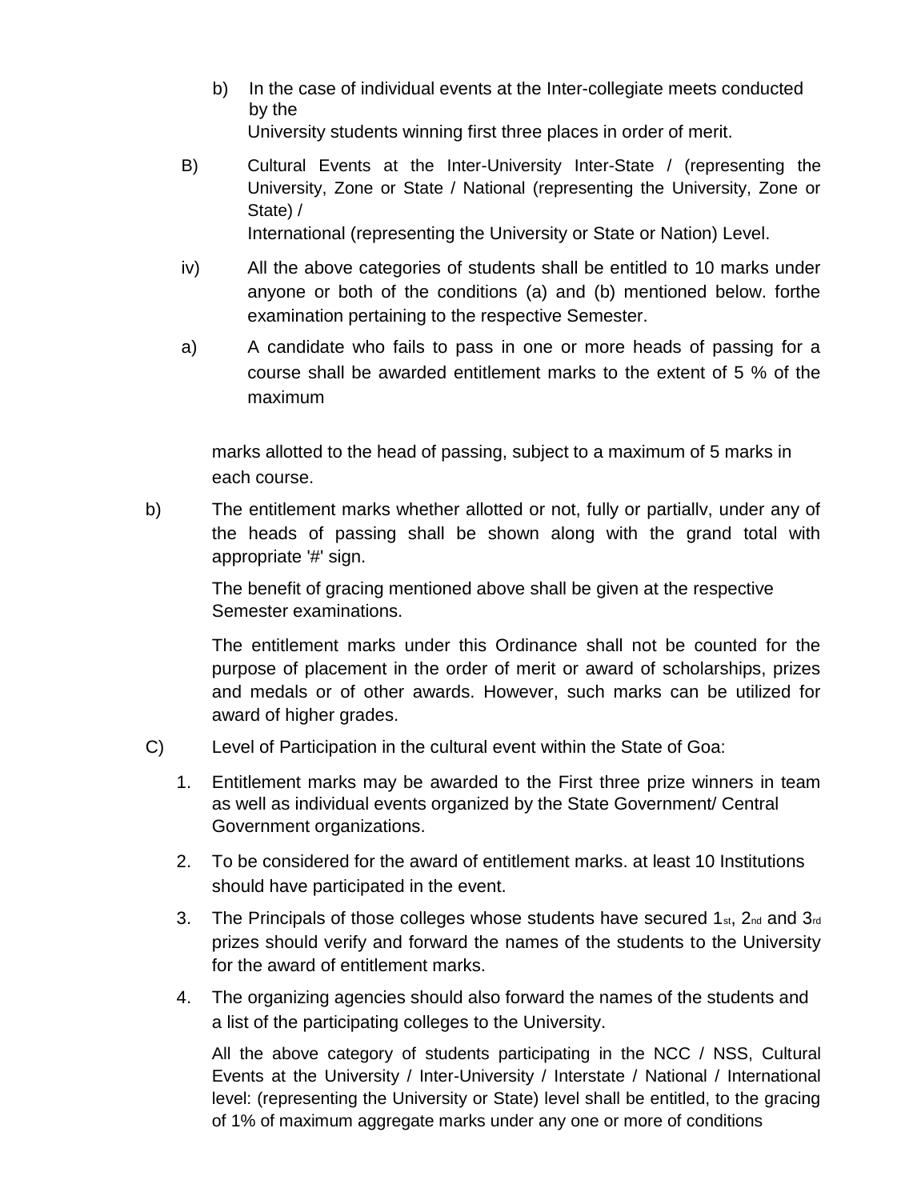b) In the case of individual events at the Inter-collegiate meets conducted by the University students winning first three places in order of merit.

B) Cultural Events at the Inter-University Inter-State / (representing the University, Zone or State / National (representing the University, Zone or State) / International (representing the University or State or Nation) Level.

iv) All the above categories of students shall be entitled to 10 marks under anyone or both of the conditions (a) and (b) mentioned below. forthe examination pertaining to the respective Semester.

a) A candidate who fails to pass in one or more heads of passing for a course shall be awarded entitlement marks to the extent of 5 % of the maximum

marks allotted to the head of passing, subject to a maximum of 5 marks in each course.

b) The entitlement marks whether allotted or not, fully or partiallv, under any of the heads of passing shall be shown along with the grand total with appropriate '#' sign.

The benefit of gracing mentioned above shall be given at the respective Semester examinations.

The entitlement marks under this Ordinance shall not be counted for the purpose of placement in the order of merit or award of scholarships, prizes and medals or of other awards. However, such marks can be utilized for award of higher grades.

C) Level of Participation in the cultural event within the State of Goa:

1. Entitlement marks may be awarded to the First three prize winners in team as well as individual events organized by the State Government/ Central Government organizations.
2. To be considered for the award of entitlement marks. at least 10 Institutions should have participated in the event.
3. The Principals of those colleges whose students have secured 1st, 2nd and 3rd prizes should verify and forward the names of the students to the University for the award of entitlement marks.
4. The organizing agencies should also forward the names of the students and a list of the participating colleges to the University.

All the above category of students participating in the NCC / NSS, Cultural Events at the University / Inter-University / Interstate / National / International level: (representing the University or State) level shall be entitled, to the gracing of 1% of maximum aggregate marks under any one or more of conditions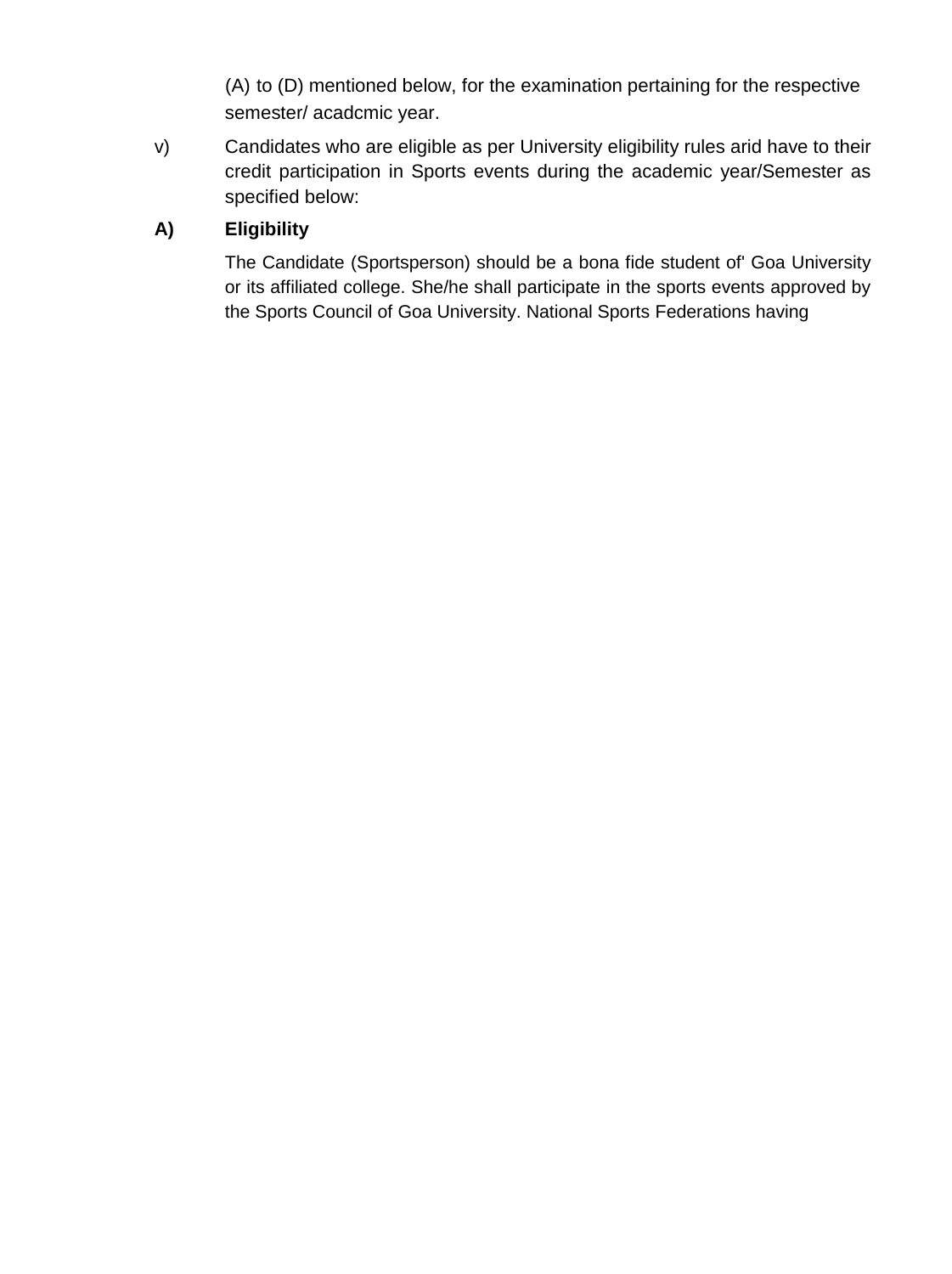(A) to (D) mentioned below, for the examination pertaining for the respective semester/ acadcmic year.

v) Candidates who are eligible as per University eligibility rules arid have to their credit participation in Sports events during the academic year/Semester as specified below:

**A) Eligibility**

The Candidate (Sportsperson) should be a bona fide student of' Goa University or its affiliated college. She/he shall participate in the sports events approved by the Sports Council of Goa University. National Sports Federations having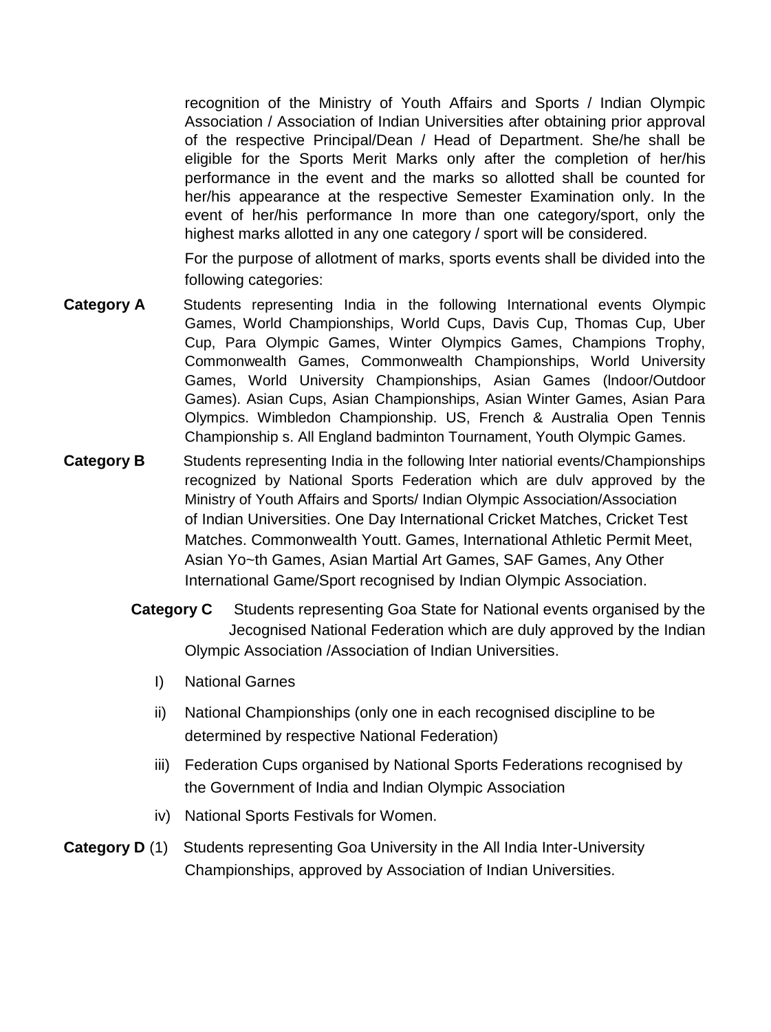recognition of the Ministry of Youth Affairs and Sports / Indian Olympic Association / Association of Indian Universities after obtaining prior approval of the respective Principal/Dean / Head of Department. She/he shall be eligible for the Sports Merit Marks only after the completion of her/his performance in the event and the marks so allotted shall be counted for her/his appearance at the respective Semester Examination only. In the event of her/his performance In more than one category/sport, only the highest marks allotted in any one category / sport will be considered.

For the purpose of allotment of marks, sports events shall be divided into the following categories:

**Category A** Students representing India in the following International events Olympic Games, World Championships, World Cups, Davis Cup, Thomas Cup, Uber Cup, Para Olympic Games, Winter Olympics Games, Champions Trophy, Commonwealth Games, Commonwealth Championships, World University Games, World University Championships, Asian Games (lndoor/Outdoor Games). Asian Cups, Asian Championships, Asian Winter Games, Asian Para Olympics. Wimbledon Championship. US, French & Australia Open Tennis Championship s. All England badminton Tournament, Youth Olympic Games.

**Category B** Students representing India in the following lnter natiorial events/Championships recognized by National Sports Federation which are dulv approved by the Ministry of Youth Affairs and Sports/ Indian Olympic Association/Association of Indian Universities. One Day International Cricket Matches, Cricket Test Matches. Commonwealth Youtt. Games, International Athletic Permit Meet, Asian Yo~th Games, Asian Martial Art Games, SAF Games, Any Other International Game/Sport recognised by Indian Olympic Association.

**Category C** Students representing Goa State for National events organised by the Jecognised National Federation which are duly approved by the Indian Olympic Association /Association of Indian Universities.

I) National Garnes

ii) National Championships (only one in each recognised discipline to be determined by respective National Federation)

iii) Federation Cups organised by National Sports Federations recognised by the Government of India and lndian Olympic Association

iv) National Sports Festivals for Women.

**Category D** (1) Students representing Goa University in the All India Inter-University Championships, approved by Association of Indian Universities.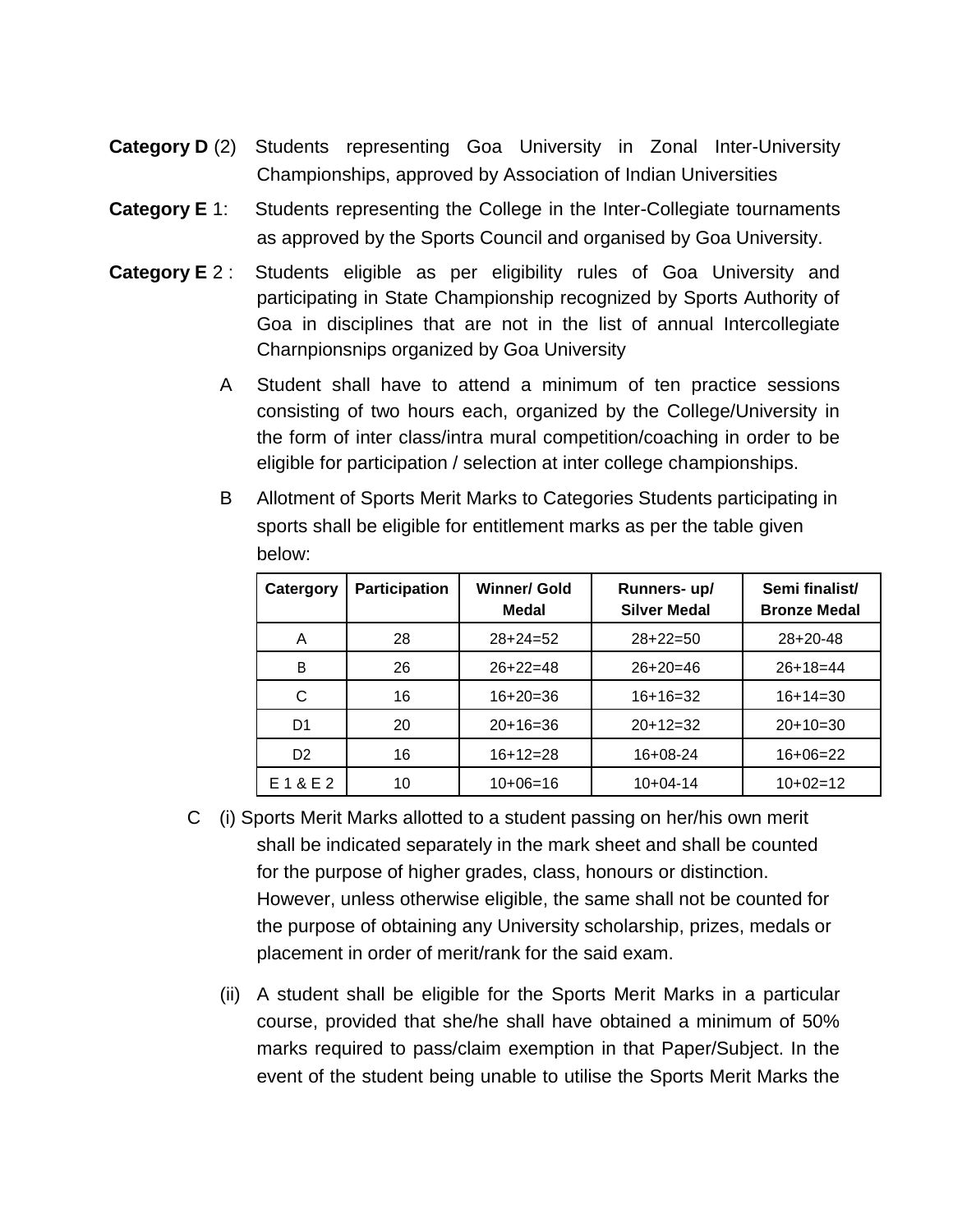**Category D** (2) Students representing Goa University in Zonal Inter-University Championships, approved by Association of Indian Universities

**Category E** 1: Students representing the College in the Inter-Collegiate tournaments as approved by the Sports Council and organised by Goa University.

**Category E** 2 : Students eligible as per eligibility rules of Goa University and participating in State Championship recognized by Sports Authority of Goa in disciplines that are not in the list of annual Intercollegiate Charnpionsnips organized by Goa University

A Student shall have to attend a minimum of ten practice sessions consisting of two hours each, organized by the College/University in the form of inter class/intra mural competition/coaching in order to be eligible for participation / selection at inter college championships.

B Allotment of Sports Merit Marks to Categories Students participating in sports shall be eligible for entitlement marks as per the table given below:

| Catergory | Participation | Winner/ Gold Medal | Runners- up/ Silver Medal | Semi finalist/ Bronze Medal |
|---|---|---|---|---|
| A | 28 | 28+24=52 | 28+22=50 | 28+20-48 |
| B | 26 | 26+22=48 | 26+20=46 | 26+18=44 |
| C | 16 | 16+20=36 | 16+16=32 | 16+14=30 |
| D1 | 20 | 20+16=36 | 20+12=32 | 20+10=30 |
| D2 | 16 | 16+12=28 | 16+08-24 | 16+06=22 |
| E 1 & E 2 | 10 | 10+06=16 | 10+04-14 | 10+02=12 |

C (i) Sports Merit Marks allotted to a student passing on her/his own merit shall be indicated separately in the mark sheet and shall be counted for the purpose of higher grades, class, honours or distinction. However, unless otherwise eligible, the same shall not be counted for the purpose of obtaining any University scholarship, prizes, medals or placement in order of merit/rank for the said exam.

(ii) A student shall be eligible for the Sports Merit Marks in a particular course, provided that she/he shall have obtained a minimum of 50% marks required to pass/claim exemption in that Paper/Subject. In the event of the student being unable to utilise the Sports Merit Marks the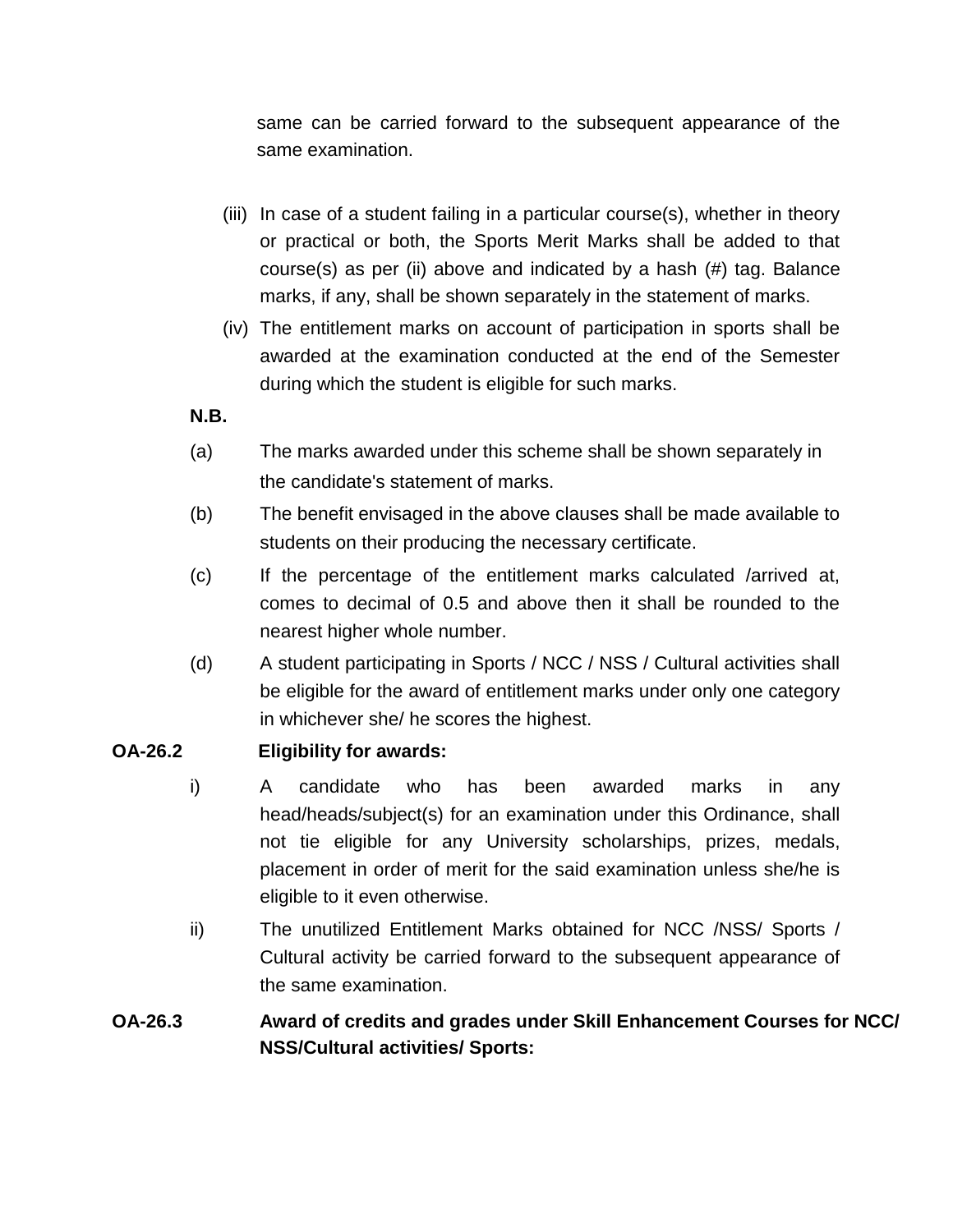same can be carried forward to the subsequent appearance of the same examination.

(iii) In case of a student failing in a particular course(s), whether in theory or practical or both, the Sports Merit Marks shall be added to that course(s) as per (ii) above and indicated by a hash (#) tag. Balance marks, if any, shall be shown separately in the statement of marks.

(iv) The entitlement marks on account of participation in sports shall be awarded at the examination conducted at the end of the Semester during which the student is eligible for such marks.

**N.B.**

(a) The marks awarded under this scheme shall be shown separately in the candidate's statement of marks.

(b) The benefit envisaged in the above clauses shall be made available to students on their producing the necessary certificate.

(c) If the percentage of the entitlement marks calculated /arrived at, comes to decimal of 0.5 and above then it shall be rounded to the nearest higher whole number.

(d) A student participating in Sports / NCC / NSS / Cultural activities shall be eligible for the award of entitlement marks under only one category in whichever she/ he scores the highest.

**OA-26.2 Eligibility for awards:**

i) A candidate who has been awarded marks in any head/heads/subject(s) for an examination under this Ordinance, shall not tie eligible for any University scholarships, prizes, medals, placement in order of merit for the said examination unless she/he is eligible to it even otherwise.

ii) The unutilized Entitlement Marks obtained for NCC /NSS/ Sports / Cultural activity be carried forward to the subsequent appearance of the same examination.

**OA-26.3 Award of credits and grades under Skill Enhancement Courses for NCC/ NSS/Cultural activities/ Sports:**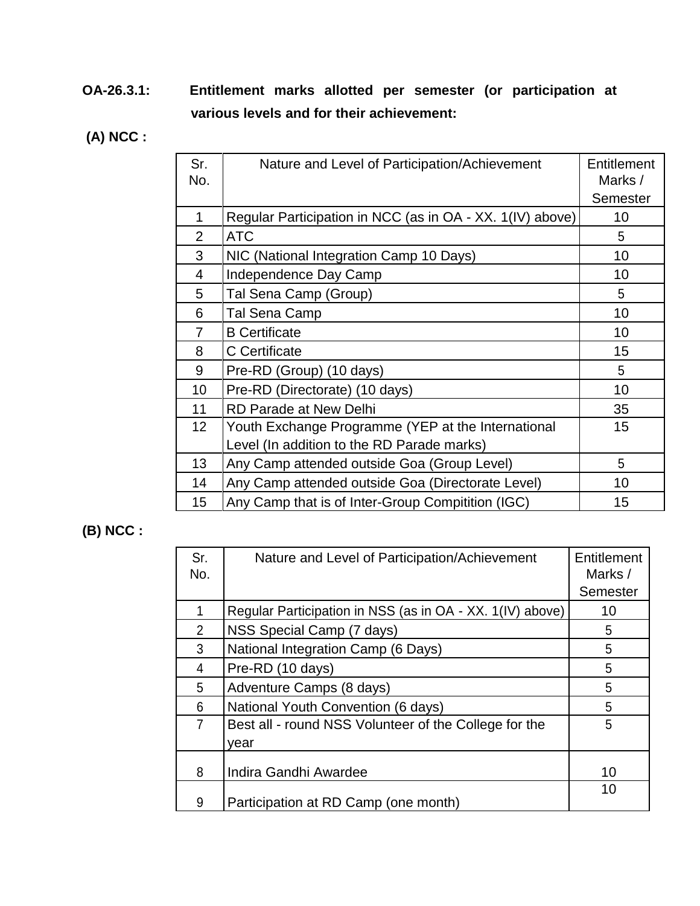**OA-26.3.1:** **Entitlement marks allotted per semester (or participation at various levels and for their achievement:**

**(A) NCC :**

| Sr. No. | Nature and Level of Participation/Achievement | Entitlement Marks / Semester |
|---|---|---|
| 1 | Regular Participation in NCC (as in OA - XX. 1(IV) above) | 10 |
| 2 | ATC | 5 |
| 3 | NIC (National Integration Camp 10 Days) | 10 |
| 4 | Independence Day Camp | 10 |
| 5 | Tal Sena Camp (Group) | 5 |
| 6 | Tal Sena Camp | 10 |
| 7 | B Certificate | 10 |
| 8 | C Certificate | 15 |
| 9 | Pre-RD (Group) (10 days) | 5 |
| 10 | Pre-RD (Directorate) (10 days) | 10 |
| 11 | RD Parade at New Delhi | 35 |
| 12 | Youth Exchange Programme (YEP at the International Level (In addition to the RD Parade marks) | 15 |
| 13 | Any Camp attended outside Goa (Group Level) | 5 |
| 14 | Any Camp attended outside Goa (Directorate Level) | 10 |
| 15 | Any Camp that is of Inter-Group Compitition (IGC) | 15 |

**(B) NCC :**

| Sr. No. | Nature and Level of Participation/Achievement | Entitlement Marks / Semester |
|---|---|---|
| 1 | Regular Participation in NSS (as in OA - XX. 1(IV) above) | 10 |
| 2 | NSS Special Camp (7 days) | 5 |
| 3 | National Integration Camp (6 Days) | 5 |
| 4 | Pre-RD (10 days) | 5 |
| 5 | Adventure Camps (8 days) | 5 |
| 6 | National Youth Convention (6 days) | 5 |
| 7 | Best all - round NSS Volunteer of the College for the year | 5 |
| 8 | Indira Gandhi Awardee | 10 |
| 9 | Participation at RD Camp (one month) | 10 |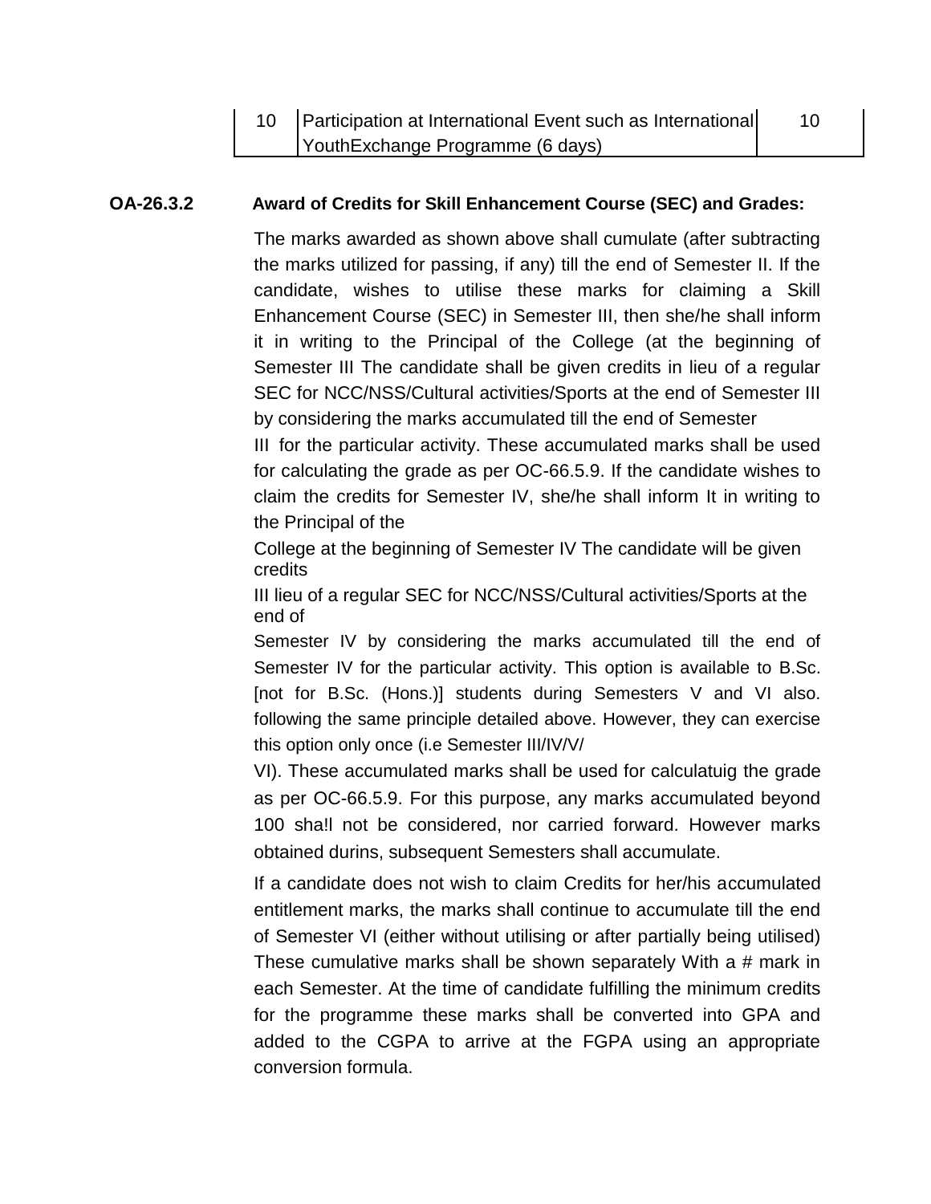| | | |
|---|---|---|
| 10 | Participation at International Event such as International YouthExchange Programme (6 days) | 10 |

**OA-26.3.2 Award of Credits for Skill Enhancement Course (SEC) and Grades:**

The marks awarded as shown above shall cumulate (after subtracting the marks utilized for passing, if any) till the end of Semester II. If the candidate, wishes to utilise these marks for claiming a Skill Enhancement Course (SEC) in Semester III, then she/he shall inform it in writing to the Principal of the College (at the beginning of Semester III The candidate shall be given credits in lieu of a regular SEC for NCC/NSS/Cultural activities/Sports at the end of Semester III by considering the marks accumulated till the end of Semester III for the particular activity. These accumulated marks shall be used for calculating the grade as per OC-66.5.9. If the candidate wishes to claim the credits for Semester IV, she/he shall inform It in writing to the Principal of the College at the beginning of Semester IV The candidate will be given credits III lieu of a regular SEC for NCC/NSS/Cultural activities/Sports at the end of Semester IV by considering the marks accumulated till the end of Semester IV for the particular activity. This option is available to B.Sc. [not for B.Sc. (Hons.)] students during Semesters V and VI also. following the same principle detailed above. However, they can exercise this option only once (i.e Semester III/IV/V/VI). These accumulated marks shall be used for calculatuig the grade as per OC-66.5.9. For this purpose, any marks accumulated beyond 100 sha!l not be considered, nor carried forward. However marks obtained durins, subsequent Semesters shall accumulate.

If a candidate does not wish to claim Credits for her/his accumulated entitlement marks, the marks shall continue to accumulate till the end of Semester VI (either without utilising or after partially being utilised) These cumulative marks shall be shown separately With a # mark in each Semester. At the time of candidate fulfilling the minimum credits for the programme these marks shall be converted into GPA and added to the CGPA to arrive at the FGPA using an appropriate conversion formula.